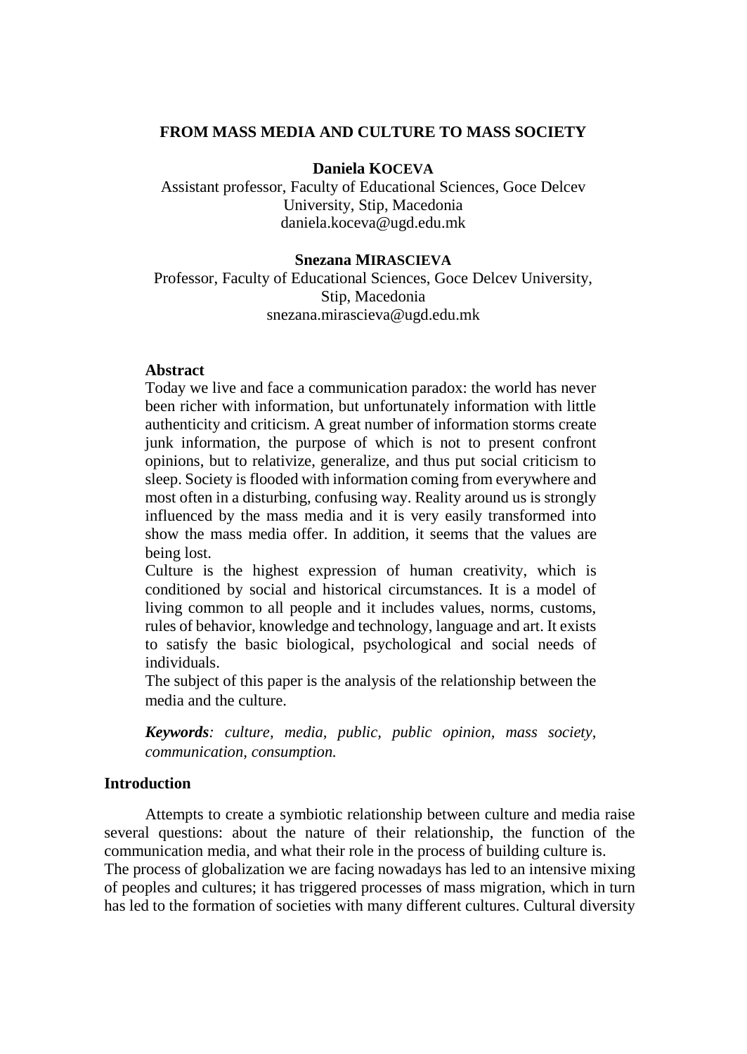# FROM MASS MEDIA AND CULTURE TO MASS SOCIETY

**Daniela KOCEVA**

Assistant professor, Faculty of Educational Sciences, Goce Delcev University, Stip, Macedonia
daniela.koceva@ugd.edu.mk

**Snezana MIRASCIEVA**

Professor, Faculty of Educational Sciences, Goce Delcev University, Stip, Macedonia
snezana.mirascieva@ugd.edu.mk

**Abstract**

Today we live and face a communication paradox: the world has never been richer with information, but unfortunately information with little authenticity and criticism. A great number of information storms create junk information, the purpose of which is not to present confront opinions, but to relativize, generalize, and thus put social criticism to sleep. Society is flooded with information coming from everywhere and most often in a disturbing, confusing way. Reality around us is strongly influenced by the mass media and it is very easily transformed into show the mass media offer. In addition, it seems that the values are being lost.

Culture is the highest expression of human creativity, which is conditioned by social and historical circumstances. It is a model of living common to all people and it includes values, norms, customs, rules of behavior, knowledge and technology, language and art. It exists to satisfy the basic biological, psychological and social needs of individuals.

The subject of this paper is the analysis of the relationship between the media and the culture.

***Keywords**: culture, media, public, public opinion, mass society, communication, consumption.*

## Introduction

Attempts to create a symbiotic relationship between culture and media raise several questions: about the nature of their relationship, the function of the communication media, and what their role in the process of building culture is.

The process of globalization we are facing nowadays has led to an intensive mixing of peoples and cultures; it has triggered processes of mass migration, which in turn has led to the formation of societies with many different cultures. Cultural diversity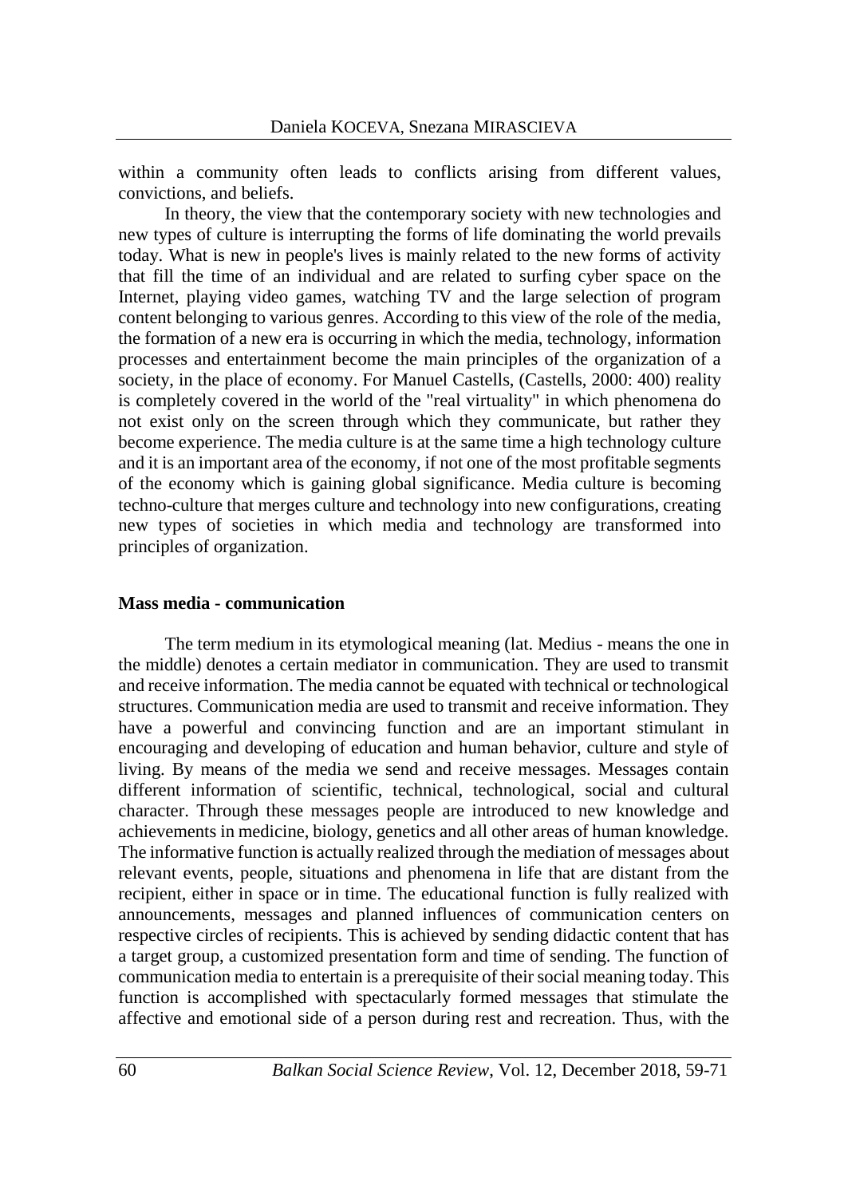within a community often leads to conflicts arising from different values, convictions, and beliefs.

In theory, the view that the contemporary society with new technologies and new types of culture is interrupting the forms of life dominating the world prevails today. What is new in people's lives is mainly related to the new forms of activity that fill the time of an individual and are related to surfing cyber space on the Internet, playing video games, watching TV and the large selection of program content belonging to various genres. According to this view of the role of the media, the formation of a new era is occurring in which the media, technology, information processes and entertainment become the main principles of the organization of a society, in the place of economy. For Manuel Castells, (Castells, 2000: 400) reality is completely covered in the world of the "real virtuality" in which phenomena do not exist only on the screen through which they communicate, but rather they become experience. The media culture is at the same time a high technology culture and it is an important area of the economy, if not one of the most profitable segments of the economy which is gaining global significance. Media culture is becoming techno-culture that merges culture and technology into new configurations, creating new types of societies in which media and technology are transformed into principles of organization.

## Mass media - communication

The term medium in its etymological meaning (lat. Medius - means the one in the middle) denotes a certain mediator in communication. They are used to transmit and receive information. The media cannot be equated with technical or technological structures. Communication media are used to transmit and receive information. They have a powerful and convincing function and are an important stimulant in encouraging and developing of education and human behavior, culture and style of living. By means of the media we send and receive messages. Messages contain different information of scientific, technical, technological, social and cultural character. Through these messages people are introduced to new knowledge and achievements in medicine, biology, genetics and all other areas of human knowledge. The informative function is actually realized through the mediation of messages about relevant events, people, situations and phenomena in life that are distant from the recipient, either in space or in time. The educational function is fully realized with announcements, messages and planned influences of communication centers on respective circles of recipients. This is achieved by sending didactic content that has a target group, a customized presentation form and time of sending. The function of communication media to entertain is a prerequisite of their social meaning today. This function is accomplished with spectacularly formed messages that stimulate the affective and emotional side of a person during rest and recreation. Thus, with the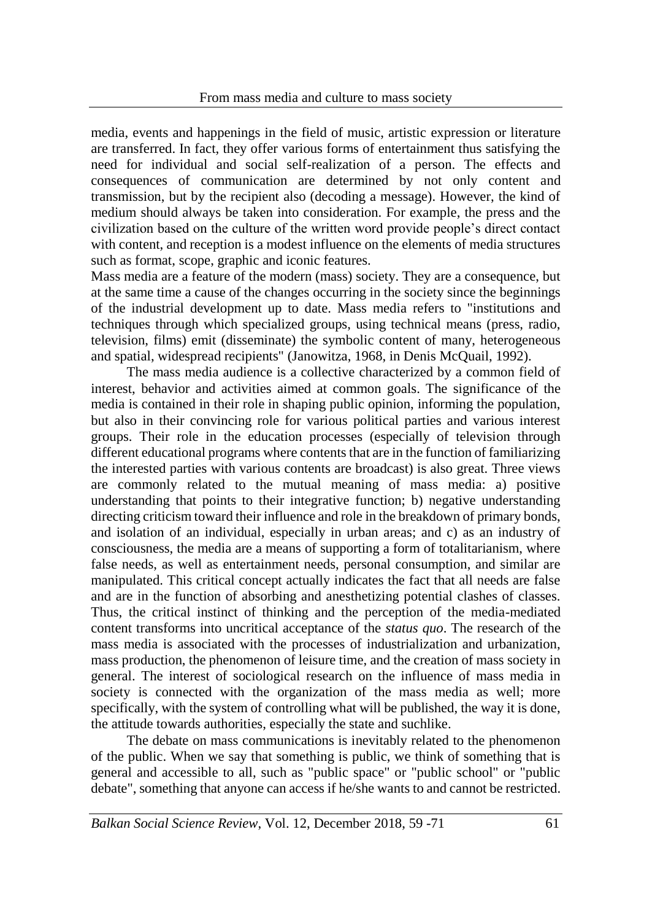media, events and happenings in the field of music, artistic expression or literature are transferred. In fact, they offer various forms of entertainment thus satisfying the need for individual and social self-realization of a person. The effects and consequences of communication are determined by not only content and transmission, but by the recipient also (decoding a message). However, the kind of medium should always be taken into consideration. For example, the press and the civilization based on the culture of the written word provide people's direct contact with content, and reception is a modest influence on the elements of media structures such as format, scope, graphic and iconic features.

Mass media are a feature of the modern (mass) society. They are a consequence, but at the same time a cause of the changes occurring in the society since the beginnings of the industrial development up to date. Mass media refers to "institutions and techniques through which specialized groups, using technical means (press, radio, television, films) emit (disseminate) the symbolic content of many, heterogeneous and spatial, widespread recipients" (Janowitza, 1968, in Denis McQuail, 1992).

The mass media audience is a collective characterized by a common field of interest, behavior and activities aimed at common goals. The significance of the media is contained in their role in shaping public opinion, informing the population, but also in their convincing role for various political parties and various interest groups. Their role in the education processes (especially of television through different educational programs where contents that are in the function of familiarizing the interested parties with various contents are broadcast) is also great. Three views are commonly related to the mutual meaning of mass media: a) positive understanding that points to their integrative function; b) negative understanding directing criticism toward their influence and role in the breakdown of primary bonds, and isolation of an individual, especially in urban areas; and c) as an industry of consciousness, the media are a means of supporting a form of totalitarianism, where false needs, as well as entertainment needs, personal consumption, and similar are manipulated. This critical concept actually indicates the fact that all needs are false and are in the function of absorbing and anesthetizing potential clashes of classes. Thus, the critical instinct of thinking and the perception of the media-mediated content transforms into uncritical acceptance of the *status quo*. The research of the mass media is associated with the processes of industrialization and urbanization, mass production, the phenomenon of leisure time, and the creation of mass society in general. The interest of sociological research on the influence of mass media in society is connected with the organization of the mass media as well; more specifically, with the system of controlling what will be published, the way it is done, the attitude towards authorities, especially the state and suchlike.

The debate on mass communications is inevitably related to the phenomenon of the public. When we say that something is public, we think of something that is general and accessible to all, such as "public space" or "public school" or "public debate", something that anyone can access if he/she wants to and cannot be restricted.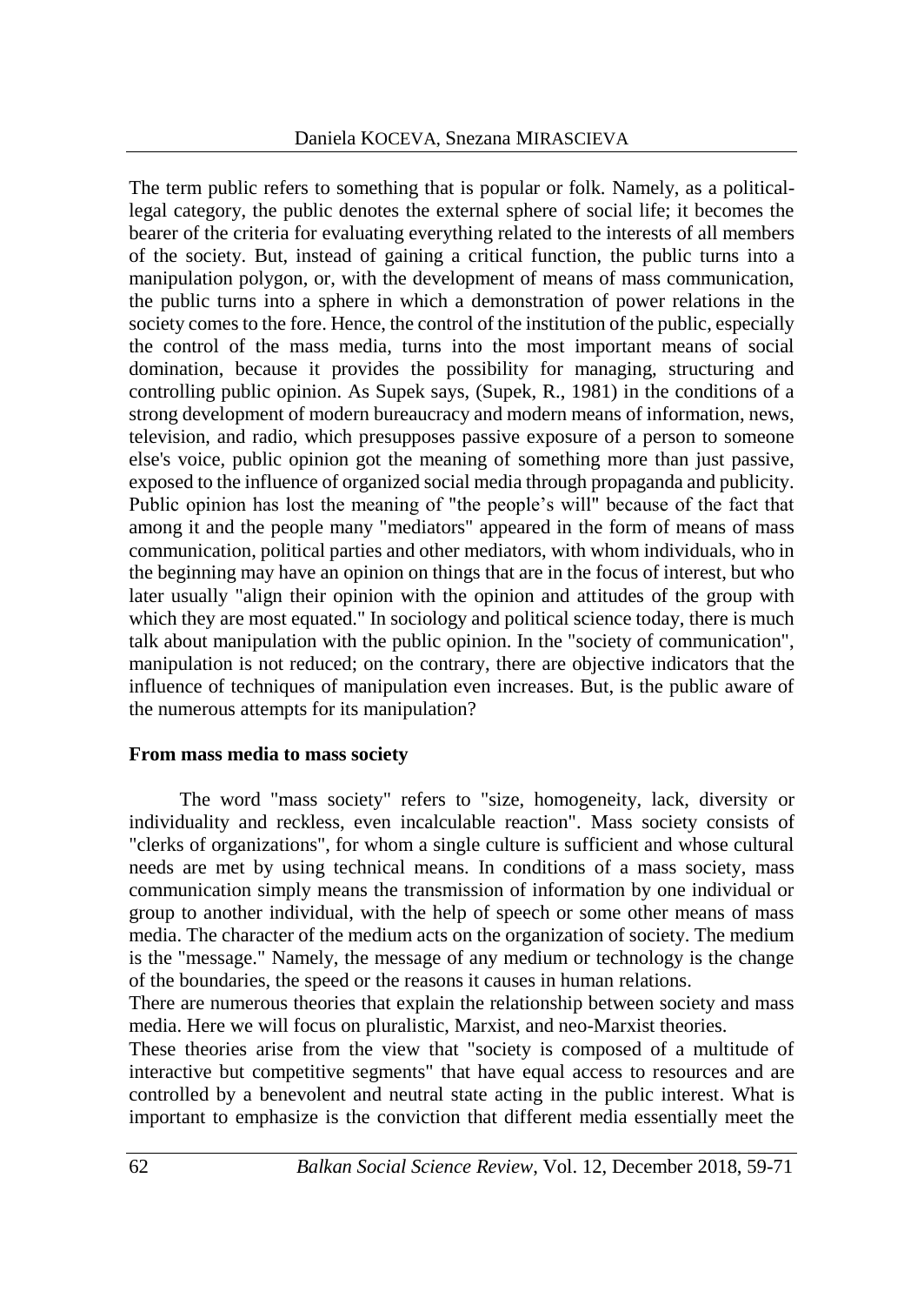The term public refers to something that is popular or folk. Namely, as a political-legal category, the public denotes the external sphere of social life; it becomes the bearer of the criteria for evaluating everything related to the interests of all members of the society. But, instead of gaining a critical function, the public turns into a manipulation polygon, or, with the development of means of mass communication, the public turns into a sphere in which a demonstration of power relations in the society comes to the fore. Hence, the control of the institution of the public, especially the control of the mass media, turns into the most important means of social domination, because it provides the possibility for managing, structuring and controlling public opinion. As Supek says, (Supek, R., 1981) in the conditions of a strong development of modern bureaucracy and modern means of information, news, television, and radio, which presupposes passive exposure of a person to someone else's voice, public opinion got the meaning of something more than just passive, exposed to the influence of organized social media through propaganda and publicity. Public opinion has lost the meaning of "the people's will" because of the fact that among it and the people many "mediators" appeared in the form of means of mass communication, political parties and other mediators, with whom individuals, who in the beginning may have an opinion on things that are in the focus of interest, but who later usually "align their opinion with the opinion and attitudes of the group with which they are most equated." In sociology and political science today, there is much talk about manipulation with the public opinion. In the "society of communication", manipulation is not reduced; on the contrary, there are objective indicators that the influence of techniques of manipulation even increases. But, is the public aware of the numerous attempts for its manipulation?

**From mass media to mass society**

The word "mass society" refers to "size, homogeneity, lack, diversity or individuality and reckless, even incalculable reaction". Mass society consists of "clerks of organizations", for whom a single culture is sufficient and whose cultural needs are met by using technical means. In conditions of a mass society, mass communication simply means the transmission of information by one individual or group to another individual, with the help of speech or some other means of mass media. The character of the medium acts on the organization of society. The medium is the "message." Namely, the message of any medium or technology is the change of the boundaries, the speed or the reasons it causes in human relations.

There are numerous theories that explain the relationship between society and mass media. Here we will focus on pluralistic, Marxist, and neo-Marxist theories.

These theories arise from the view that "society is composed of a multitude of interactive but competitive segments" that have equal access to resources and are controlled by a benevolent and neutral state acting in the public interest. What is important to emphasize is the conviction that different media essentially meet the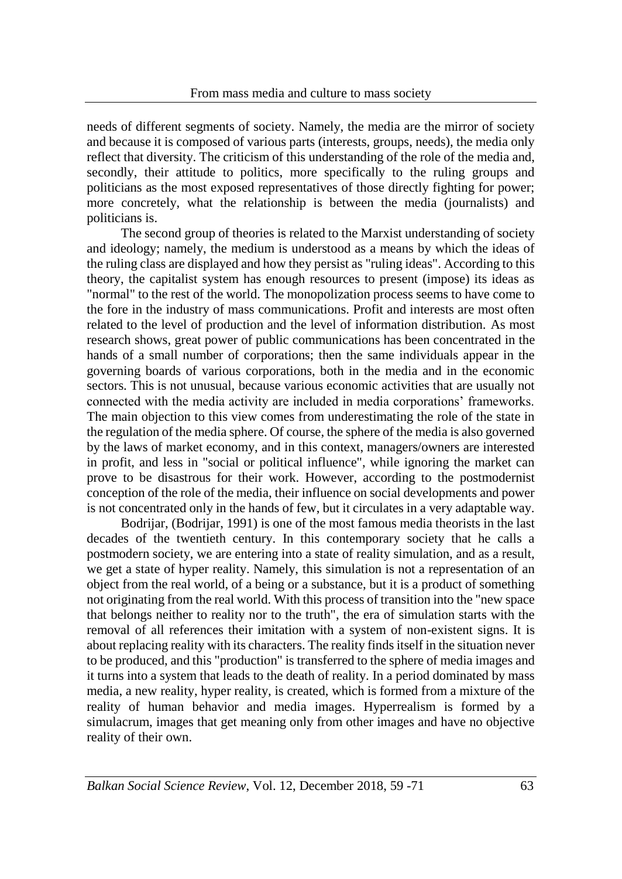needs of different segments of society. Namely, the media are the mirror of society and because it is composed of various parts (interests, groups, needs), the media only reflect that diversity. The criticism of this understanding of the role of the media and, secondly, their attitude to politics, more specifically to the ruling groups and politicians as the most exposed representatives of those directly fighting for power; more concretely, what the relationship is between the media (journalists) and politicians is.

The second group of theories is related to the Marxist understanding of society and ideology; namely, the medium is understood as a means by which the ideas of the ruling class are displayed and how they persist as "ruling ideas". According to this theory, the capitalist system has enough resources to present (impose) its ideas as "normal" to the rest of the world. The monopolization process seems to have come to the fore in the industry of mass communications. Profit and interests are most often related to the level of production and the level of information distribution. As most research shows, great power of public communications has been concentrated in the hands of a small number of corporations; then the same individuals appear in the governing boards of various corporations, both in the media and in the economic sectors. This is not unusual, because various economic activities that are usually not connected with the media activity are included in media corporations' frameworks. The main objection to this view comes from underestimating the role of the state in the regulation of the media sphere. Of course, the sphere of the media is also governed by the laws of market economy, and in this context, managers/owners are interested in profit, and less in "social or political influence", while ignoring the market can prove to be disastrous for their work. However, according to the postmodernist conception of the role of the media, their influence on social developments and power is not concentrated only in the hands of few, but it circulates in a very adaptable way.

Bodrijar, (Bodrijar, 1991) is one of the most famous media theorists in the last decades of the twentieth century. In this contemporary society that he calls a postmodern society, we are entering into a state of reality simulation, and as a result, we get a state of hyper reality. Namely, this simulation is not a representation of an object from the real world, of a being or a substance, but it is a product of something not originating from the real world. With this process of transition into the "new space that belongs neither to reality nor to the truth", the era of simulation starts with the removal of all references their imitation with a system of non-existent signs. It is about replacing reality with its characters. The reality finds itself in the situation never to be produced, and this "production" is transferred to the sphere of media images and it turns into a system that leads to the death of reality. In a period dominated by mass media, a new reality, hyper reality, is created, which is formed from a mixture of the reality of human behavior and media images. Hyperrealism is formed by a simulacrum, images that get meaning only from other images and have no objective reality of their own.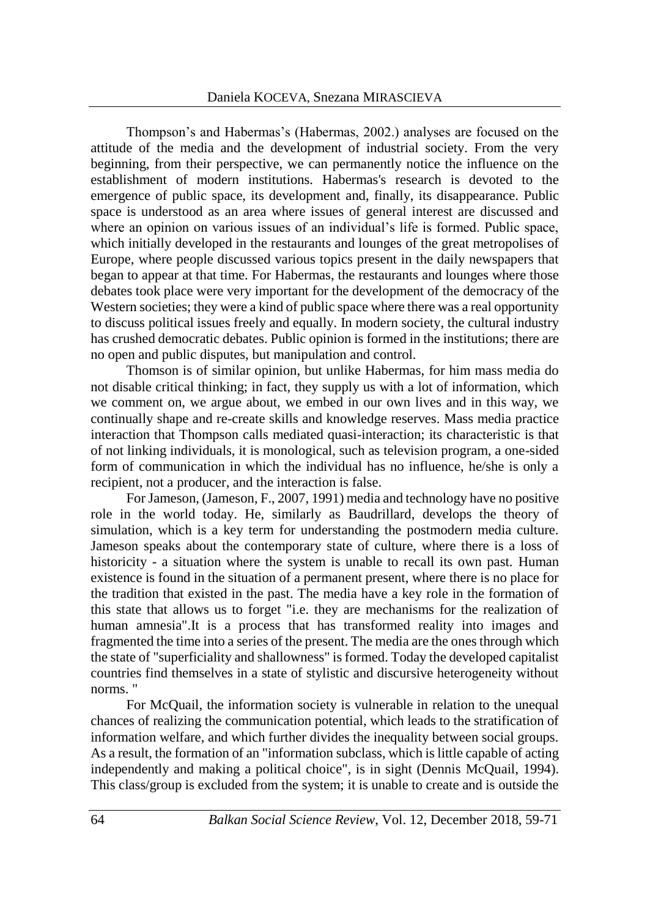Thompson's and Habermas's (Habermas, 2002.) analyses are focused on the attitude of the media and the development of industrial society. From the very beginning, from their perspective, we can permanently notice the influence on the establishment of modern institutions. Habermas's research is devoted to the emergence of public space, its development and, finally, its disappearance. Public space is understood as an area where issues of general interest are discussed and where an opinion on various issues of an individual's life is formed. Public space, which initially developed in the restaurants and lounges of the great metropolises of Europe, where people discussed various topics present in the daily newspapers that began to appear at that time. For Habermas, the restaurants and lounges where those debates took place were very important for the development of the democracy of the Western societies; they were a kind of public space where there was a real opportunity to discuss political issues freely and equally. In modern society, the cultural industry has crushed democratic debates. Public opinion is formed in the institutions; there are no open and public disputes, but manipulation and control.

Thomson is of similar opinion, but unlike Habermas, for him mass media do not disable critical thinking; in fact, they supply us with a lot of information, which we comment on, we argue about, we embed in our own lives and in this way, we continually shape and re-create skills and knowledge reserves. Mass media practice interaction that Thompson calls mediated quasi-interaction; its characteristic is that of not linking individuals, it is monological, such as television program, a one-sided form of communication in which the individual has no influence, he/she is only a recipient, not a producer, and the interaction is false.

For Jameson, (Jameson, F., 2007, 1991) media and technology have no positive role in the world today. He, similarly as Baudrillard, develops the theory of simulation, which is a key term for understanding the postmodern media culture. Jameson speaks about the contemporary state of culture, where there is a loss of historicity - a situation where the system is unable to recall its own past. Human existence is found in the situation of a permanent present, where there is no place for the tradition that existed in the past. The media have a key role in the formation of this state that allows us to forget "i.e. they are mechanisms for the realization of human amnesia".It is a process that has transformed reality into images and fragmented the time into a series of the present. The media are the ones through which the state of "superficiality and shallowness" is formed. Today the developed capitalist countries find themselves in a state of stylistic and discursive heterogeneity without norms. "

For McQuail, the information society is vulnerable in relation to the unequal chances of realizing the communication potential, which leads to the stratification of information welfare, and which further divides the inequality between social groups. As a result, the formation of an "information subclass, which is little capable of acting independently and making a political choice", is in sight (Dennis McQuail, 1994). This class/group is excluded from the system; it is unable to create and is outside the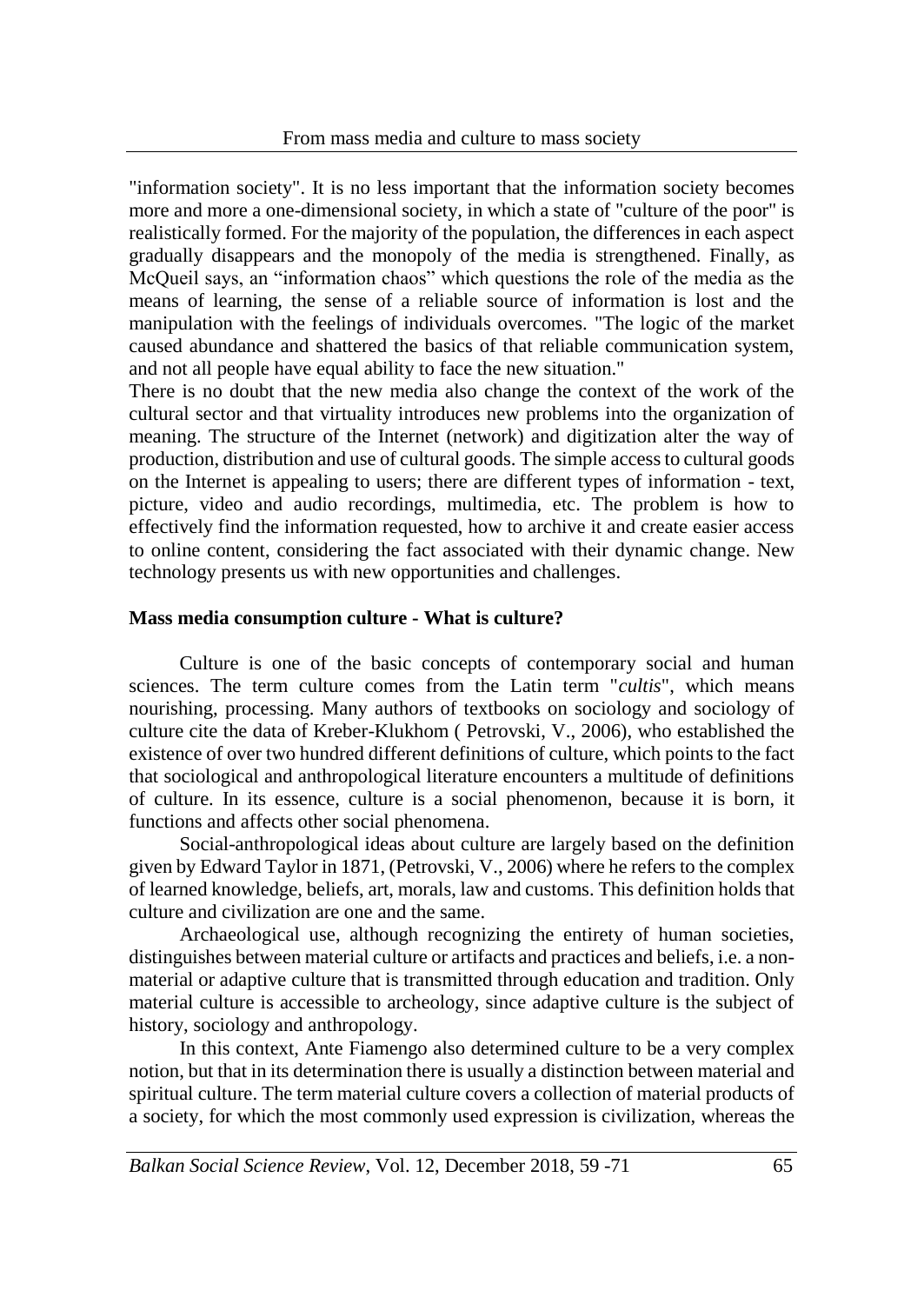"information society". It is no less important that the information society becomes more and more a one-dimensional society, in which a state of "culture of the poor" is realistically formed. For the majority of the population, the differences in each aspect gradually disappears and the monopoly of the media is strengthened. Finally, as McQueil says, an "information chaos" which questions the role of the media as the means of learning, the sense of a reliable source of information is lost and the manipulation with the feelings of individuals overcomes. "The logic of the market caused abundance and shattered the basics of that reliable communication system, and not all people have equal ability to face the new situation."

There is no doubt that the new media also change the context of the work of the cultural sector and that virtuality introduces new problems into the organization of meaning. The structure of the Internet (network) and digitization alter the way of production, distribution and use of cultural goods. The simple access to cultural goods on the Internet is appealing to users; there are different types of information - text, picture, video and audio recordings, multimedia, etc. The problem is how to effectively find the information requested, how to archive it and create easier access to online content, considering the fact associated with their dynamic change. New technology presents us with new opportunities and challenges.

### Mass media consumption culture - What is culture?

Culture is one of the basic concepts of contemporary social and human sciences. The term culture comes from the Latin term "*cultis*", which means nourishing, processing. Many authors of textbooks on sociology and sociology of culture cite the data of Kreber-Klukhom ( Petrovski, V., 2006), who established the existence of over two hundred different definitions of culture, which points to the fact that sociological and anthropological literature encounters a multitude of definitions of culture. In its essence, culture is a social phenomenon, because it is born, it functions and affects other social phenomena.

Social-anthropological ideas about culture are largely based on the definition given by Edward Taylor in 1871, (Petrovski, V., 2006) where he refers to the complex of learned knowledge, beliefs, art, morals, law and customs. This definition holds that culture and civilization are one and the same.

Archaeological use, although recognizing the entirety of human societies, distinguishes between material culture or artifacts and practices and beliefs, i.e. a non-material or adaptive culture that is transmitted through education and tradition. Only material culture is accessible to archeology, since adaptive culture is the subject of history, sociology and anthropology.

In this context, Ante Fiamengo also determined culture to be a very complex notion, but that in its determination there is usually a distinction between material and spiritual culture. The term material culture covers a collection of material products of a society, for which the most commonly used expression is civilization, whereas the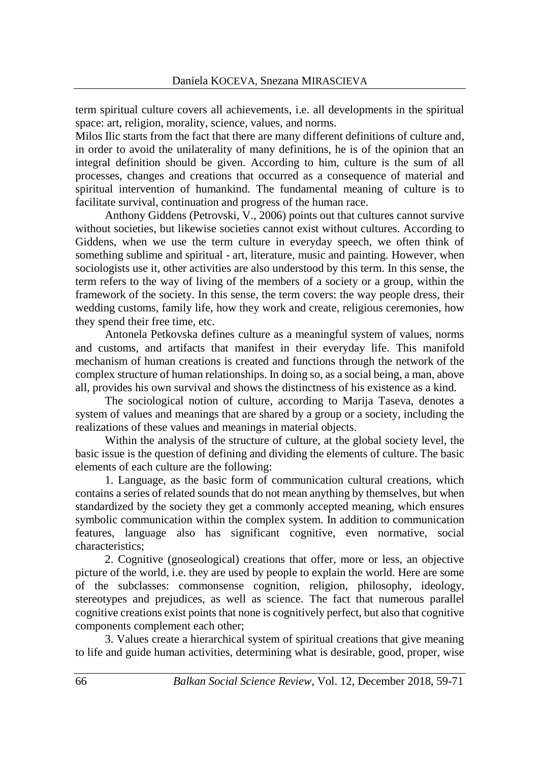term spiritual culture covers all achievements, i.e. all developments in the spiritual space: art, religion, morality, science, values, and norms.

Milos Ilic starts from the fact that there are many different definitions of culture and, in order to avoid the unilaterality of many definitions, he is of the opinion that an integral definition should be given. According to him, culture is the sum of all processes, changes and creations that occurred as a consequence of material and spiritual intervention of humankind. The fundamental meaning of culture is to facilitate survival, continuation and progress of the human race.

Anthony Giddens (Petrovski, V., 2006) points out that cultures cannot survive without societies, but likewise societies cannot exist without cultures. According to Giddens, when we use the term culture in everyday speech, we often think of something sublime and spiritual - art, literature, music and painting. However, when sociologists use it, other activities are also understood by this term. In this sense, the term refers to the way of living of the members of a society or a group, within the framework of the society. In this sense, the term covers: the way people dress, their wedding customs, family life, how they work and create, religious ceremonies, how they spend their free time, etc.

Antonela Petkovska defines culture as a meaningful system of values, norms and customs, and artifacts that manifest in their everyday life. This manifold mechanism of human creations is created and functions through the network of the complex structure of human relationships. In doing so, as a social being, a man, above all, provides his own survival and shows the distinctness of his existence as a kind.

The sociological notion of culture, according to Marija Taseva, denotes a system of values and meanings that are shared by a group or a society, including the realizations of these values and meanings in material objects.

Within the analysis of the structure of culture, at the global society level, the basic issue is the question of defining and dividing the elements of culture. The basic elements of each culture are the following:

1. Language, as the basic form of communication cultural creations, which contains a series of related sounds that do not mean anything by themselves, but when standardized by the society they get a commonly accepted meaning, which ensures symbolic communication within the complex system. In addition to communication features, language also has significant cognitive, even normative, social characteristics;

2. Cognitive (gnoseological) creations that offer, more or less, an objective picture of the world, i.e. they are used by people to explain the world. Here are some of the subclasses: commonsense cognition, religion, philosophy, ideology, stereotypes and prejudices, as well as science. The fact that numerous parallel cognitive creations exist points that none is cognitively perfect, but also that cognitive components complement each other;

3. Values create a hierarchical system of spiritual creations that give meaning to life and guide human activities, determining what is desirable, good, proper, wise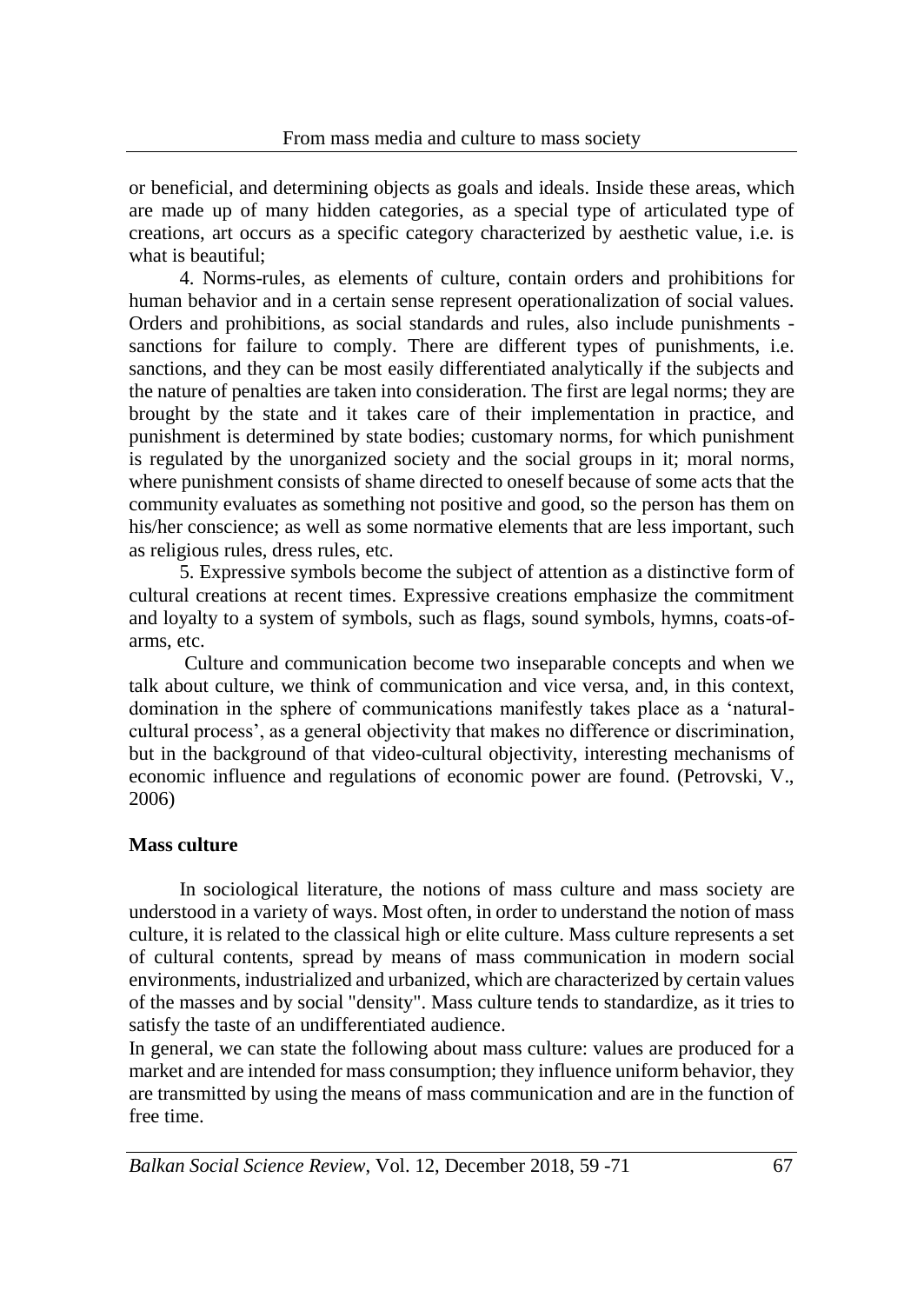or beneficial, and determining objects as goals and ideals. Inside these areas, which are made up of many hidden categories, as a special type of articulated type of creations, art occurs as a specific category characterized by aesthetic value, i.e. is what is beautiful;

4. Norms-rules, as elements of culture, contain orders and prohibitions for human behavior and in a certain sense represent operationalization of social values. Orders and prohibitions, as social standards and rules, also include punishments - sanctions for failure to comply. There are different types of punishments, i.e. sanctions, and they can be most easily differentiated analytically if the subjects and the nature of penalties are taken into consideration. The first are legal norms; they are brought by the state and it takes care of their implementation in practice, and punishment is determined by state bodies; customary norms, for which punishment is regulated by the unorganized society and the social groups in it; moral norms, where punishment consists of shame directed to oneself because of some acts that the community evaluates as something not positive and good, so the person has them on his/her conscience; as well as some normative elements that are less important, such as religious rules, dress rules, etc.

5. Expressive symbols become the subject of attention as a distinctive form of cultural creations at recent times. Expressive creations emphasize the commitment and loyalty to a system of symbols, such as flags, sound symbols, hymns, coats-of-arms, etc.

Culture and communication become two inseparable concepts and when we talk about culture, we think of communication and vice versa, and, in this context, domination in the sphere of communications manifestly takes place as a 'natural-cultural process', as a general objectivity that makes no difference or discrimination, but in the background of that video-cultural objectivity, interesting mechanisms of economic influence and regulations of economic power are found. (Petrovski, V., 2006)

## Mass culture

In sociological literature, the notions of mass culture and mass society are understood in a variety of ways. Most often, in order to understand the notion of mass culture, it is related to the classical high or elite culture. Mass culture represents a set of cultural contents, spread by means of mass communication in modern social environments, industrialized and urbanized, which are characterized by certain values of the masses and by social "density". Mass culture tends to standardize, as it tries to satisfy the taste of an undifferentiated audience.

In general, we can state the following about mass culture: values are produced for a market and are intended for mass consumption; they influence uniform behavior, they are transmitted by using the means of mass communication and are in the function of free time.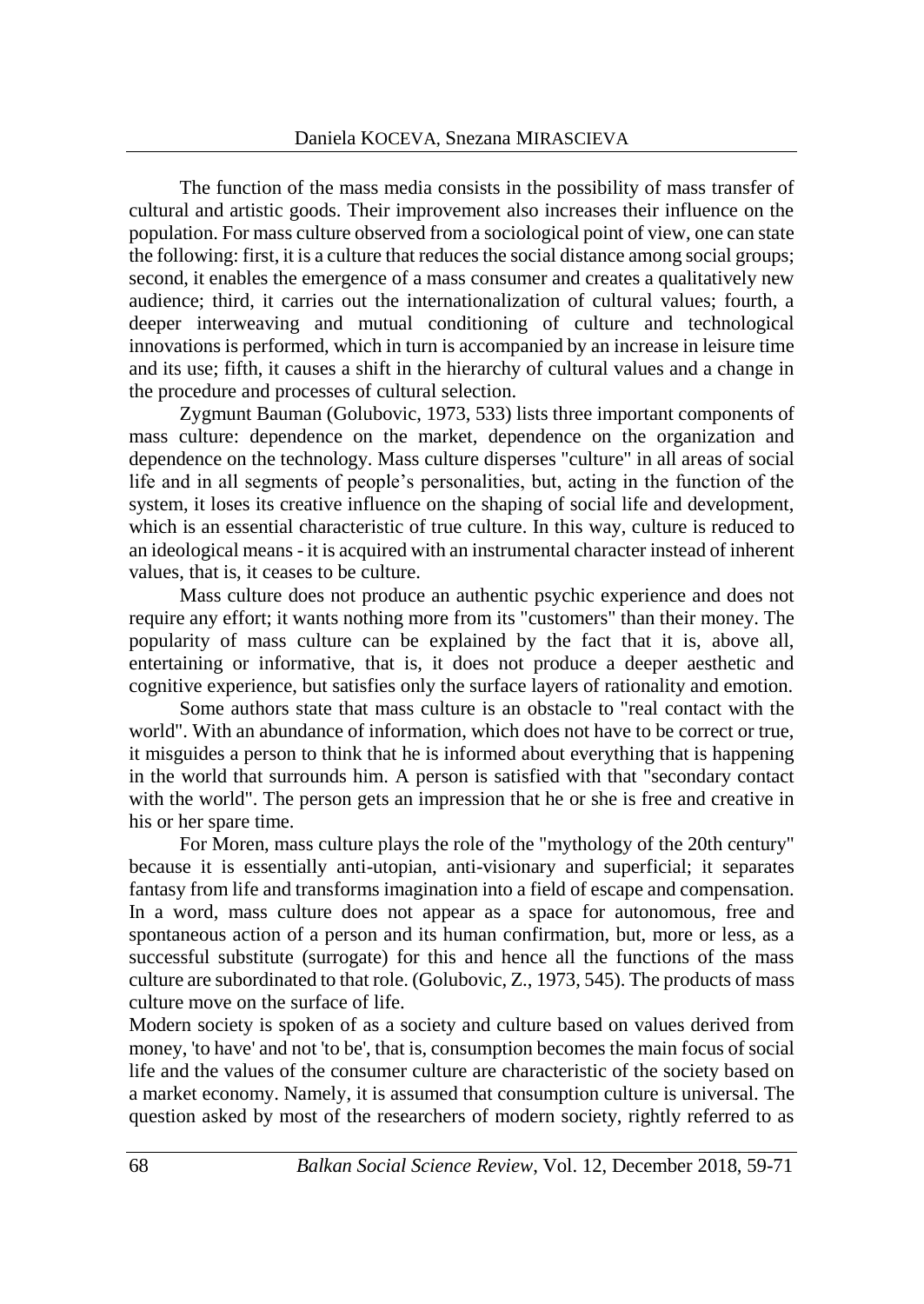The function of the mass media consists in the possibility of mass transfer of cultural and artistic goods. Their improvement also increases their influence on the population. For mass culture observed from a sociological point of view, one can state the following: first, it is a culture that reduces the social distance among social groups; second, it enables the emergence of a mass consumer and creates a qualitatively new audience; third, it carries out the internationalization of cultural values; fourth, a deeper interweaving and mutual conditioning of culture and technological innovations is performed, which in turn is accompanied by an increase in leisure time and its use; fifth, it causes a shift in the hierarchy of cultural values and a change in the procedure and processes of cultural selection.

Zygmunt Bauman (Golubovic, 1973, 533) lists three important components of mass culture: dependence on the market, dependence on the organization and dependence on the technology. Mass culture disperses "culture" in all areas of social life and in all segments of people's personalities, but, acting in the function of the system, it loses its creative influence on the shaping of social life and development, which is an essential characteristic of true culture. In this way, culture is reduced to an ideological means - it is acquired with an instrumental character instead of inherent values, that is, it ceases to be culture.

Mass culture does not produce an authentic psychic experience and does not require any effort; it wants nothing more from its "customers" than their money. The popularity of mass culture can be explained by the fact that it is, above all, entertaining or informative, that is, it does not produce a deeper aesthetic and cognitive experience, but satisfies only the surface layers of rationality and emotion.

Some authors state that mass culture is an obstacle to "real contact with the world". With an abundance of information, which does not have to be correct or true, it misguides a person to think that he is informed about everything that is happening in the world that surrounds him. A person is satisfied with that "secondary contact with the world". The person gets an impression that he or she is free and creative in his or her spare time.

For Moren, mass culture plays the role of the "mythology of the 20th century" because it is essentially anti-utopian, anti-visionary and superficial; it separates fantasy from life and transforms imagination into a field of escape and compensation. In a word, mass culture does not appear as a space for autonomous, free and spontaneous action of a person and its human confirmation, but, more or less, as a successful substitute (surrogate) for this and hence all the functions of the mass culture are subordinated to that role. (Golubovic, Z., 1973, 545). The products of mass culture move on the surface of life.

Modern society is spoken of as a society and culture based on values derived from money, 'to have' and not 'to be', that is, consumption becomes the main focus of social life and the values of the consumer culture are characteristic of the society based on a market economy. Namely, it is assumed that consumption culture is universal. The question asked by most of the researchers of modern society, rightly referred to as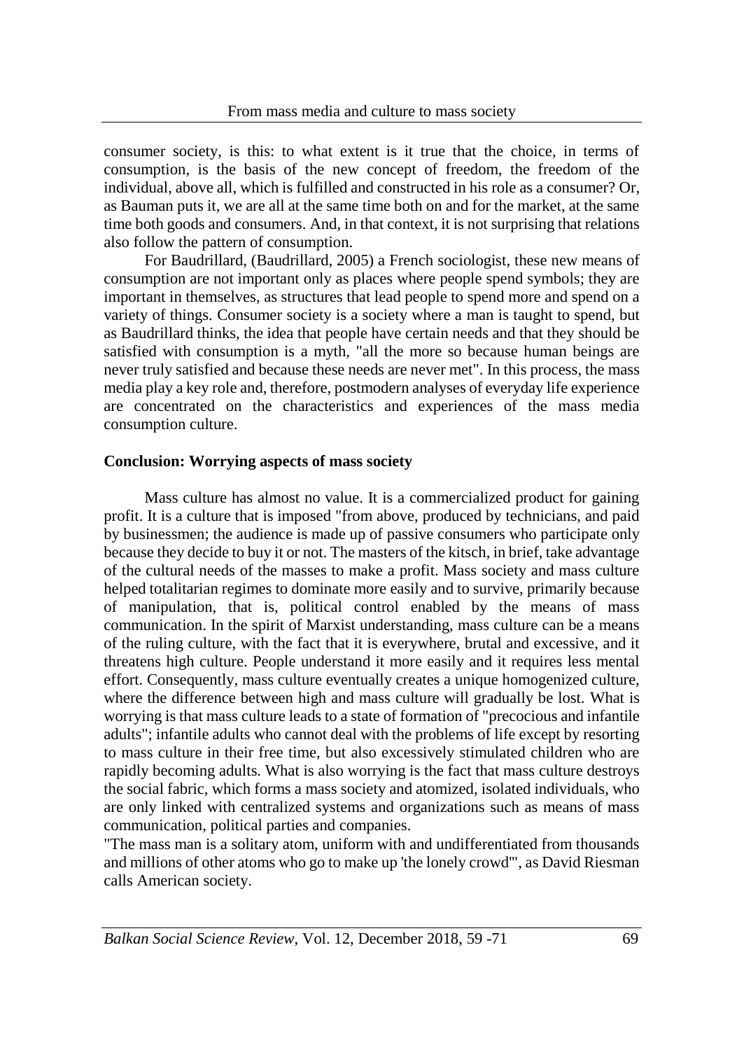consumer society, is this: to what extent is it true that the choice, in terms of consumption, is the basis of the new concept of freedom, the freedom of the individual, above all, which is fulfilled and constructed in his role as a consumer? Or, as Bauman puts it, we are all at the same time both on and for the market, at the same time both goods and consumers. And, in that context, it is not surprising that relations also follow the pattern of consumption.

For Baudrillard, (Baudrillard, 2005) a French sociologist, these new means of consumption are not important only as places where people spend symbols; they are important in themselves, as structures that lead people to spend more and spend on a variety of things. Consumer society is a society where a man is taught to spend, but as Baudrillard thinks, the idea that people have certain needs and that they should be satisfied with consumption is a myth, "all the more so because human beings are never truly satisfied and because these needs are never met". In this process, the mass media play a key role and, therefore, postmodern analyses of everyday life experience are concentrated on the characteristics and experiences of the mass media consumption culture.

## Conclusion: Worrying aspects of mass society

Mass culture has almost no value. It is a commercialized product for gaining profit. It is a culture that is imposed "from above, produced by technicians, and paid by businessmen; the audience is made up of passive consumers who participate only because they decide to buy it or not. The masters of the kitsch, in brief, take advantage of the cultural needs of the masses to make a profit. Mass society and mass culture helped totalitarian regimes to dominate more easily and to survive, primarily because of manipulation, that is, political control enabled by the means of mass communication. In the spirit of Marxist understanding, mass culture can be a means of the ruling culture, with the fact that it is everywhere, brutal and excessive, and it threatens high culture. People understand it more easily and it requires less mental effort. Consequently, mass culture eventually creates a unique homogenized culture, where the difference between high and mass culture will gradually be lost. What is worrying is that mass culture leads to a state of formation of "precocious and infantile adults"; infantile adults who cannot deal with the problems of life except by resorting to mass culture in their free time, but also excessively stimulated children who are rapidly becoming adults. What is also worrying is the fact that mass culture destroys the social fabric, which forms a mass society and atomized, isolated individuals, who are only linked with centralized systems and organizations such as means of mass communication, political parties and companies.

"The mass man is a solitary atom, uniform with and undifferentiated from thousands and millions of other atoms who go to make up 'the lonely crowd'", as David Riesman calls American society.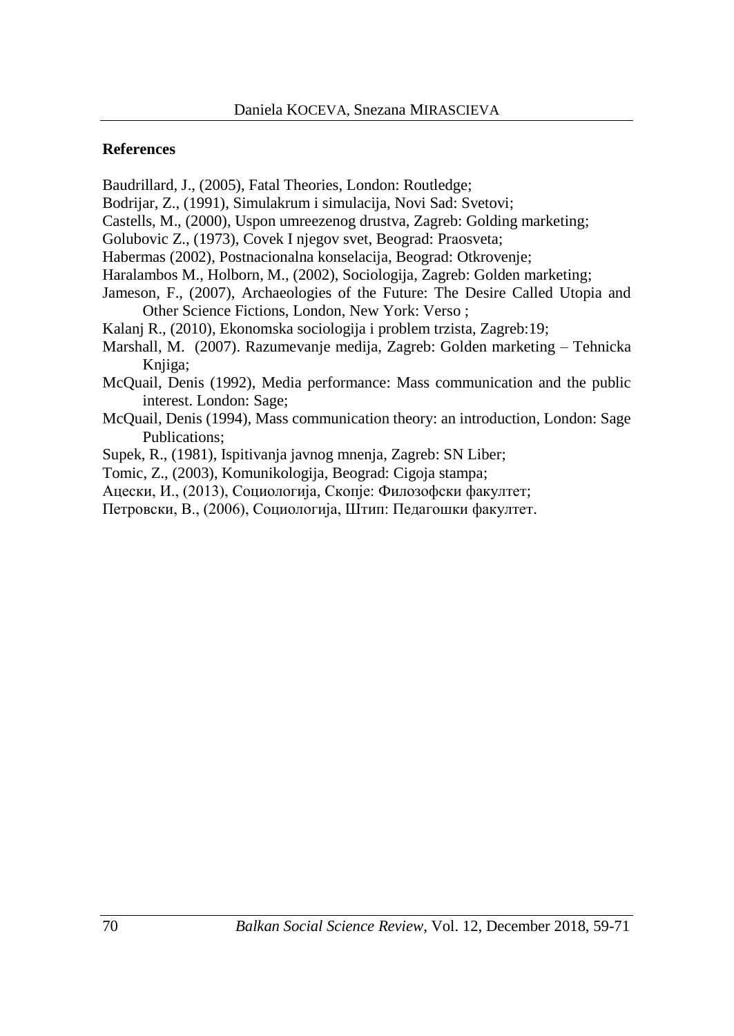## References

Baudrillard, J., (2005), Fatal Theories, London: Routledge;

Bodrijar, Z., (1991), Simulakrum i simulacija, Novi Sad: Svetovi;

Castells, M., (2000), Uspon umreezenog drustva, Zagreb: Golding marketing;

Golubovic Z., (1973), Covek I njegov svet, Beograd: Praosveta;

Habermas (2002), Postnacionalna konselacija, Beograd: Otkrovenje;

Haralambos M., Holborn, M., (2002), Sociologija, Zagreb: Golden marketing;

Jameson, F., (2007), Archaeologies of the Future: The Desire Called Utopia and Other Science Fictions, London, New York: Verso ;

Kalanj R., (2010), Ekonomska sociologija i problem trzista, Zagreb:19;

Marshall, M. (2007). Razumevanje medija, Zagreb: Golden marketing – Tehnicka Knjiga;

McQuail, Denis (1992), Media performance: Mass communication and the public interest. London: Sage;

McQuail, Denis (1994), Mass communication theory: an introduction, London: Sage Publications;

Supek, R., (1981), Ispitivanja javnog mnenja, Zagreb: SN Liber;

Tomic, Z., (2003), Komunikologija, Beograd: Cigoja stampa;

Ацески, И., (2013), Социологија, Скопје: Филозофски факултет;

Петровски, В., (2006), Социологија, Штип: Педагошки факултет.